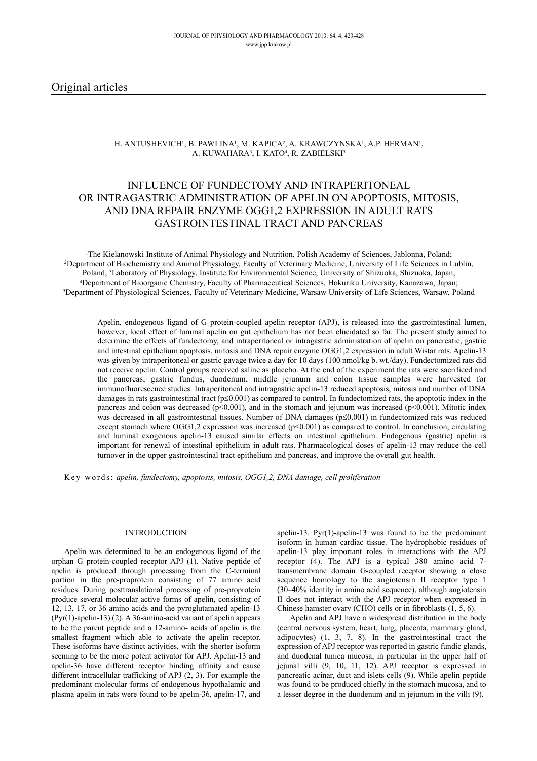Original articles

H. ANTUSHEVICH[1], B. PAWLINA[1], M. KAPICA[2], A. KRAWCZYNSKA[1], A.P. HERMAN[1], A. KUWAHARA[3], I. KATO[4], R. ZABIELSKI[5]

# INFLUENCE OF FUNDECTOMY AND INTRAPERITONEAL OR INTRAGASTRIC ADMINISTRATION OF APELIN ON APOPTOSIS, MITOSIS, AND DNA REPAIR ENZYME OGG1,2 EXPRESSION IN ADULT RATS GASTROINTESTINAL TRACT AND PANCREAS

[1]The Kielanowski Institute of Animal Physiology and Nutrition, Polish Academy of Sciences, Jablonna, Poland; [2]Department of Biochemistry and Animal Physiology, Faculty of Veterinary Medicine, University of Life Sciences in Lublin, Poland; [3]Laboratory of Physiology, Institute for Environmental Science, University of Shizuoka, Shizuoka, Japan; [4]Department of Bioorganic Chemistry, Faculty of Pharmaceutical Sciences, Hokuriku University, Kanazawa, Japan; [5]Department of Physiological Sciences, Faculty of Veterinary Medicine, Warsaw University of Life Sciences, Warsaw, Poland

Apelin, endogenous ligand of G protein-coupled apelin receptor (APJ), is released into the gastrointestinal lumen, however, local effect of luminal apelin on gut epithelium has not been elucidated so far. The present study aimed to determine the effects of fundectomy, and intraperitoneal or intragastric administration of apelin on pancreatic, gastric and intestinal epithelium apoptosis, mitosis and DNA repair enzyme OGG1,2 expression in adult Wistar rats. Apelin-13 was given by intraperitoneal or gastric gavage twice a day for 10 days (100 nmol/kg b. wt./day). Fundectomized rats did not receive apelin. Control groups received saline as placebo. At the end of the experiment the rats were sacrificed and the pancreas, gastric fundus, duodenum, middle jejunum and colon tissue samples were harvested for immunofluorescence studies. Intraperitoneal and intragastric apelin-13 reduced apoptosis, mitosis and number of DNA damages in rats gastrointestinal tract ($p \leq 0.001$) as compared to control. In fundectomized rats, the apoptotic index in the pancreas and colon was decreased ($p < 0.001$), and in the stomach and jejunum was increased ($p < 0.001$). Mitotic index was decreased in all gastrointestinal tissues. Number of DNA damages ($p \leq 0.001$) in fundectomized rats was reduced except stomach where OGG1,2 expression was increased ($p \leq 0.001$) as compared to control. In conclusion, circulating and luminal exogenous apelin-13 caused similar effects on intestinal epithelium. Endogenous (gastric) apelin is important for renewal of intestinal epithelium in adult rats. Pharmacological doses of apelin-13 may reduce the cell turnover in the upper gastrointestinal tract epithelium and pancreas, and improve the overall gut health.

Key words: *apelin, fundectomy, apoptosis, mitosis, OGG1,2, DNA damage, cell proliferation*

## INTRODUCTION

Apelin was determined to be an endogenous ligand of the orphan G protein-coupled receptor APJ (1). Native peptide of apelin is produced through processing from the C-terminal portion in the pre-proprotein consisting of 77 amino acid residues. During posttranslational processing of pre-proprotein produce several molecular active forms of apelin, consisting of 12, 13, 17, or 36 amino acids and the pyroglutamated apelin-13 (Pyr(1)-apelin-13) (2). A 36-amino-acid variant of apelin appears to be the parent peptide and a 12-amino- acids of apelin is the smallest fragment which able to activate the apelin receptor. These isoforms have distinct activities, with the shorter isoform seeming to be the more potent activator for APJ. Apelin-13 and apelin-36 have different receptor binding affinity and cause different intracellular trafficking of APJ (2, 3). For example the predominant molecular forms of endogenous hypothalamic and plasma apelin in rats were found to be apelin-36, apelin-17, and apelin-13. Pyr(1)-apelin-13 was found to be the predominant isoform in human cardiac tissue. The hydrophobic residues of apelin-13 play important roles in interactions with the APJ receptor (4). The APJ is a typical 380 amino acid 7-transmembrane domain G-coupled receptor showing a close sequence homology to the angiotensin II receptor type 1 (30–40% identity in amino acid sequence), although angiotensin II does not interact with the APJ receptor when expressed in Chinese hamster ovary (CHO) cells or in fibroblasts (1, 5, 6).

Apelin and APJ have a widespread distribution in the body (central nervous system, heart, lung, placenta, mammary gland, adipocytes) (1, 3, 7, 8). In the gastrointestinal tract the expression of APJ receptor was reported in gastric fundic glands, and duodenal tunica mucosa, in particular in the upper half of jejunal villi (9, 10, 11, 12). APJ receptor is expressed in pancreatic acinar, duct and islets cells (9). While apelin peptide was found to be produced chiefly in the stomach mucosa, and to a lesser degree in the duodenum and in jejunum in the villi (9).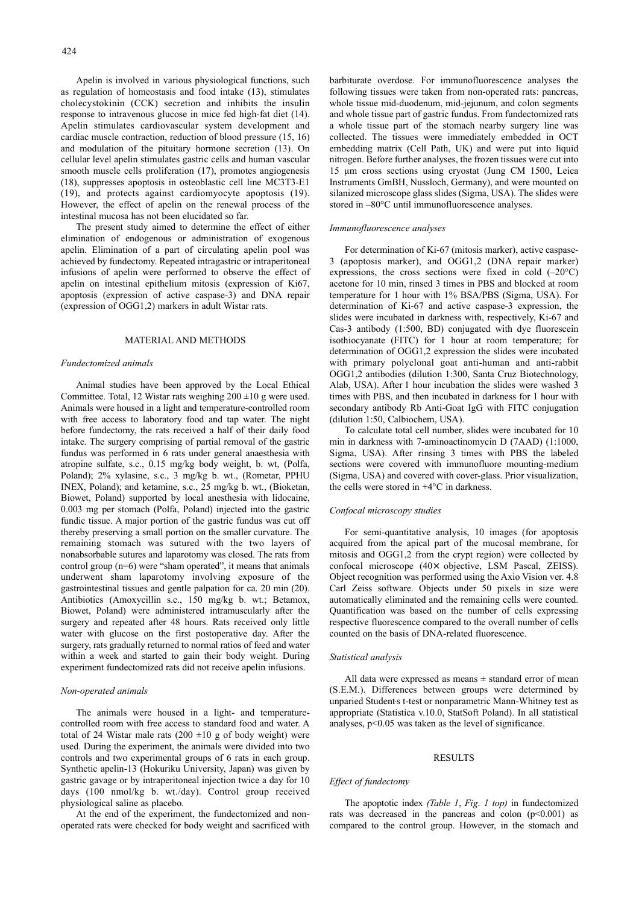Apelin is involved in various physiological functions, such as regulation of homeostasis and food intake (13), stimulates cholecystokinin (CCK) secretion and inhibits the insulin response to intravenous glucose in mice fed high-fat diet (14). Apelin stimulates cardiovascular system development and cardiac muscle contraction, reduction of blood pressure (15, 16) and modulation of the pituitary hormone secretion (13). On cellular level apelin stimulates gastric cells and human vascular smooth muscle cells proliferation (17), promotes angiogenesis (18), suppresses apoptosis in osteoblastic cell line MC3T3-E1 (19), and protects against cardiomyocyte apoptosis (19). However, the effect of apelin on the renewal process of the intestinal mucosa has not been elucidated so far.

The present study aimed to determine the effect of either elimination of endogenous or administration of exogenous apelin. Elimination of a part of circulating apelin pool was achieved by fundectomy. Repeated intragastric or intraperitoneal infusions of apelin were performed to observe the effect of apelin on intestinal epithelium mitosis (expression of Ki67, apoptosis (expression of active caspase-3) and DNA repair (expression of OGG1,2) markers in adult Wistar rats.

## MATERIAL AND METHODS

### *Fundectomized animals*

Animal studies have been approved by the Local Ethical Committee. Total, 12 Wistar rats weighing 200 ±10 g were used. Animals were housed in a light and temperature-controlled room with free access to laboratory food and tap water. The night before fundectomy, the rats received a half of their daily food intake. The surgery comprising of partial removal of the gastric fundus was performed in 6 rats under general anaesthesia with atropine sulfate, s.c., 0.15 mg/kg body weight, b. wt, (Polfa, Poland); 2% xylasine, s.c., 3 mg/kg b. wt., (Rometar, PPHU INEX, Poland); and ketamine, s.c., 25 mg/kg b. wt., (Bioketan, Biowet, Poland) supported by local anesthesia with lidocaine, 0.003 mg per stomach (Polfa, Poland) injected into the gastric fundic tissue. A major portion of the gastric fundus was cut off thereby preserving a small portion on the smaller curvature. The remaining stomach was sutured with the two layers of nonabsorbable sutures and laparotomy was closed. The rats from control group (n=6) were "sham operated", it means that animals underwent sham laparotomy involving exposure of the gastrointestinal tissues and gentle palpation for ca. 20 min (20). Antibiotics (Amoxycillin s.c., 150 mg/kg b. wt.; Betamox, Biowet, Poland) were administered intramuscularly after the surgery and repeated after 48 hours. Rats received only little water with glucose on the first postoperative day. After the surgery, rats gradually returned to normal ratios of feed and water within a week and started to gain their body weight. During experiment fundectomized rats did not receive apelin infusions.

### *Non-operated animals*

The animals were housed in a light- and temperature-controlled room with free access to standard food and water. A total of 24 Wistar male rats (200 ±10 g of body weight) were used. During the experiment, the animals were divided into two controls and two experimental groups of 6 rats in each group. Synthetic apelin-13 (Hokuriku University, Japan) was given by gastric gavage or by intraperitoneal injection twice a day for 10 days (100 nmol/kg b. wt./day). Control group received physiological saline as placebo.

At the end of the experiment, the fundectomized and non-operated rats were checked for body weight and sacrificed with barbiturate overdose. For immunofluorescence analyses the following tissues were taken from non-operated rats: pancreas, whole tissue mid-duodenum, mid-jejunum, and colon segments and whole tissue part of gastric fundus. From fundectomized rats a whole tissue part of the stomach nearby surgery line was collected. The tissues were immediately embedded in OCT embedding matrix (Cell Path, UK) and were put into liquid nitrogen. Before further analyses, the frozen tissues were cut into 15 µm cross sections using cryostat (Jung CM 1500, Leica Instruments GmbH, Nussloch, Germany), and were mounted on silanized microscope glass slides (Sigma, USA). The slides were stored in –80°C until immunofluorescence analyses.

### *Immunofluorescence analyses*

For determination of Ki-67 (mitosis marker), active caspase-3 (apoptosis marker), and OGG1,2 (DNA repair marker) expressions, the cross sections were fixed in cold (–20°C) acetone for 10 min, rinsed 3 times in PBS and blocked at room temperature for 1 hour with 1% BSA/PBS (Sigma, USA). For determination of Ki-67 and active caspase-3 expression, the slides were incubated in darkness with, respectively, Ki-67 and Cas-3 antibody (1:500, BD) conjugated with dye fluorescein isothiocyanate (FITC) for 1 hour at room temperature; for determination of OGG1,2 expression the slides were incubated with primary polyclonal goat anti-human and anti-rabbit OGG1,2 antibodies (dilution 1:300, Santa Cruz Biotechnology, Alab, USA). After 1 hour incubation the slides were washed 3 times with PBS, and then incubated in darkness for 1 hour with secondary antibody Rb Anti-Goat IgG with FITC conjugation (dilution 1:50, Calbiochem, USA).

To calculate total cell number, slides were incubated for 10 min in darkness with 7-aminoactinomycin D (7AAD) (1:1000, Sigma, USA). After rinsing 3 times with PBS the labeled sections were covered with immunofluore mounting-medium (Sigma, USA) and covered with cover-glass. Prior visualization, the cells were stored in +4°C in darkness.

### *Confocal microscopy studies*

For semi-quantitative analysis, 10 images (for apoptosis acquired from the apical part of the mucosal membrane, for mitosis and OGG1,2 from the crypt region) were collected by confocal microscope (40× objective, LSM Pascal, ZEISS). Object recognition was performed using the Axio Vision ver. 4.8 Carl Zeiss software. Objects under 50 pixels in size were automatically eliminated and the remaining cells were counted. Quantification was based on the number of cells expressing respective fluorescence compared to the overall number of cells counted on the basis of DNA-related fluorescence.

### *Statistical analysis*

All data were expressed as means ± standard error of mean (S.E.M.). Differences between groups were determined by unparied Student's t-test or nonparametric Mann-Whitney test as appropriate (Statistica v.10.0, StatSoft Poland). In all statistical analyses, $p<0.05$ was taken as the level of significance.

## RESULTS

### *Effect of fundectomy*

The apoptotic index *(Table 1*, *Fig. 1 top)* in fundectomized rats was decreased in the pancreas and colon ($p<0.001$) as compared to the control group. However, in the stomach and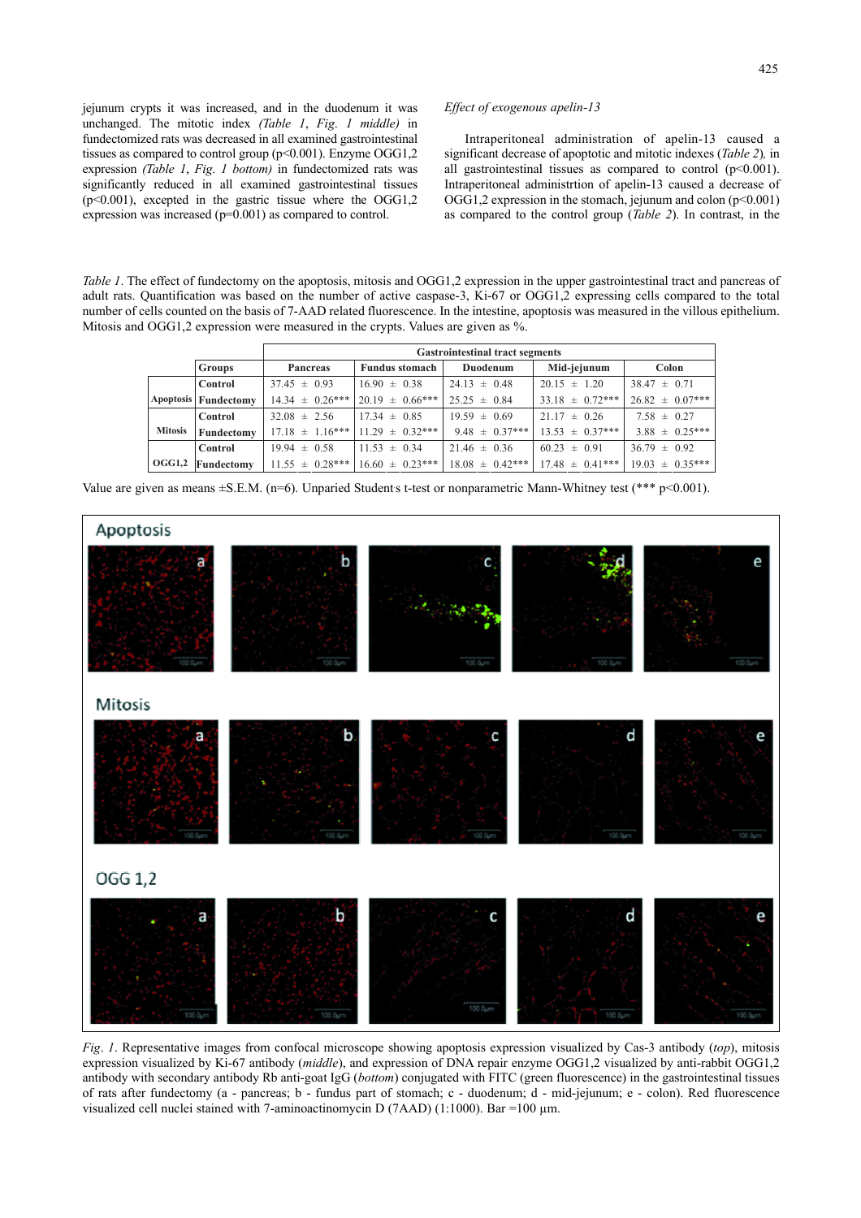jejunum crypts it was increased, and in the duodenum it was unchanged. The mitotic index *(Table 1*, *Fig. 1 middle)* in fundectomized rats was decreased in all examined gastrointestinal tissues as compared to control group (p<0.001). Enzyme OGG1,2 expression *(Table 1*, *Fig. 1 bottom)* in fundectomized rats was significantly reduced in all examined gastrointestinal tissues (p<0.001), excepted in the gastric tissue where the OGG1,2 expression was increased (p=0.001) as compared to control.

*Effect of exogenous apelin-13*

Intraperitoneal administration of apelin-13 caused a significant decrease of apoptotic and mitotic indexes (*Table 2*), in all gastrointestinal tissues as compared to control (p<0.001). Intraperitoneal administrtion of apelin-13 caused a decrease of OGG1,2 expression in the stomach, jejunum and colon (p<0.001) as compared to the control group (*Table 2*). In contrast, in the

*Table 1*. The effect of fundectomy on the apoptosis, mitosis and OGG1,2 expression in the upper gastrointestinal tract and pancreas of adult rats. Quantification was based on the number of active caspase-3, Ki-67 or OGG1,2 expressing cells compared to the total number of cells counted on the basis of 7-AAD related fluorescence. In the intestine, apoptosis was measured in the villous epithelium. Mitosis and OGG1,2 expression were measured in the crypts. Values are given as %.

| | | Gastrointestinal tract segments | | | | |
|---|---|---|---|---|---|---|
| | **Groups** | **Pancreas** | **Fundus stomach** | **Duodenum** | **Mid-jejunum** | **Colon** |
| **Apoptosis** | **Control** | 37.45 ± 0.93 | 16.90 ± 0.38 | 24.13 ± 0.48 | 20.15 ± 1.20 | 38.47 ± 0.71 |
| | **Fundectomy** | 14.34 ± 0.26*** | 20.19 ± 0.66*** | 25.25 ± 0.84 | 33.18 ± 0.72*** | 26.82 ± 0.07*** |
| **Mitosis** | **Control** | 32.08 ± 2.56 | 17.34 ± 0.85 | 19.59 ± 0.69 | 21.17 ± 0.26 | 7.58 ± 0.27 |
| | **Fundectomy** | 17.18 ± 1.16*** | 11.29 ± 0.32*** | 9.48 ± 0.37*** | 13.53 ± 0.37*** | 3.88 ± 0.25*** |
| **OGG1,2** | **Control** | 19.94 ± 0.58 | 11.53 ± 0.34 | 21.46 ± 0.36 | 60.23 ± 0.91 | 36.79 ± 0.92 |
| | **Fundectomy** | 11.55 ± 0.28*** | 16.60 ± 0.23*** | 18.08 ± 0.42*** | 17.48 ± 0.41*** | 19.03 ± 0.35*** |

Value are given as means ±S.E.M. (n=6). Unparied Student's t-test or nonparametric Mann-Whitney test (*** p<0.001).

*Fig. 1*. Representative images from confocal microscope showing apoptosis expression visualized by Cas-3 antibody (*top*), mitosis expression visualized by Ki-67 antibody (*middle*), and expression of DNA repair enzyme OGG1,2 visualized by anti-rabbit OGG1,2 antibody with secondary antibody Rb anti-goat IgG (*bottom*) conjugated with FITC (green fluorescence) in the gastrointestinal tissues of rats after fundectomy (a - pancreas; b - fundus part of stomach; c - duodenum; d - mid-jejunum; e - colon). Red fluorescence visualized cell nuclei stained with 7-aminoactinomycin D (7AAD) (1:1000). Bar =100 μm.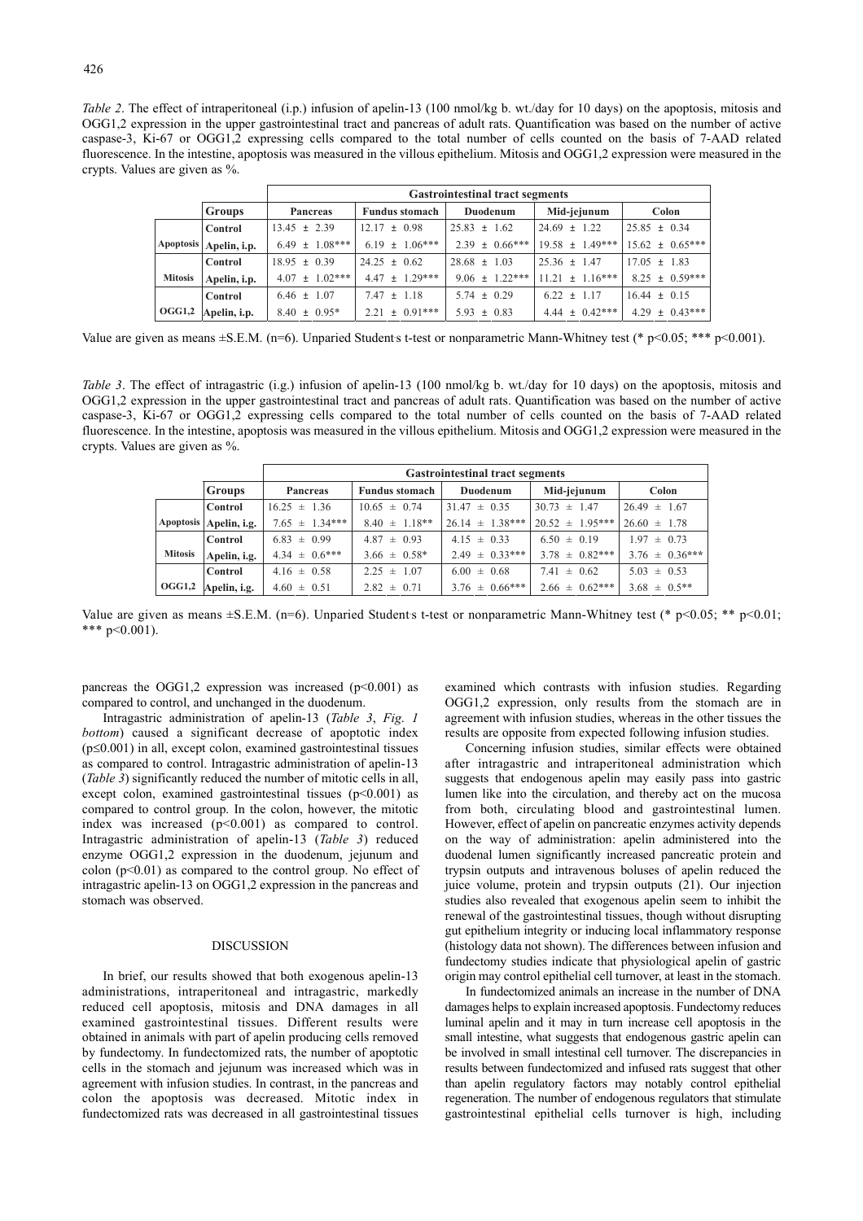*Table 2*. The effect of intraperitoneal (i.p.) infusion of apelin-13 (100 nmol/kg b. wt./day for 10 days) on the apoptosis, mitosis and OGG1,2 expression in the upper gastrointestinal tract and pancreas of adult rats. Quantification was based on the number of active caspase-3, Ki-67 or OGG1,2 expressing cells compared to the total number of cells counted on the basis of 7-AAD related fluorescence. In the intestine, apoptosis was measured in the villous epithelium. Mitosis and OGG1,2 expression were measured in the crypts. Values are given as %.

| | | Gastrointestinal tract segments | | | | |
|---|---|---|---|---|---|---|
| | **Groups** | **Pancreas** | **Fundus stomach** | **Duodenum** | **Mid-jejunum** | **Colon** |
| **Apoptosis** | **Control** | 13.45 ± 2.39 | 12.17 ± 0.98 | 25.83 ± 1.62 | 24.69 ± 1.22 | 25.85 ± 0.34 |
| | **Apelin, i.p.** | 6.49 ± 1.08*** | 6.19 ± 1.06*** | 2.39 ± 0.66*** | 19.58 ± 1.49*** | 15.62 ± 0.65*** |
| **Mitosis** | **Control** | 18.95 ± 0.39 | 24.25 ± 0.62 | 28.68 ± 1.03 | 25.36 ± 1.47 | 17.05 ± 1.83 |
| | **Apelin, i.p.** | 4.07 ± 1.02*** | 4.47 ± 1.29*** | 9.06 ± 1.22*** | 11.21 ± 1.16*** | 8.25 ± 0.59*** |
| **OGG1,2** | **Control** | 6.46 ± 1.07 | 7.47 ± 1.18 | 5.74 ± 0.29 | 6.22 ± 1.17 | 16.44 ± 0.15 |
| | **Apelin, i.p.** | 8.40 ± 0.95* | 2.21 ± 0.91*** | 5.93 ± 0.83 | 4.44 ± 0.42*** | 4.29 ± 0.43*** |

Value are given as means ±S.E.M. (n=6). Unparied Student's t-test or nonparametric Mann-Whitney test (* p<0.05; *** p<0.001).

*Table 3*. The effect of intragastric (i.g.) infusion of apelin-13 (100 nmol/kg b. wt./day for 10 days) on the apoptosis, mitosis and OGG1,2 expression in the upper gastrointestinal tract and pancreas of adult rats. Quantification was based on the number of active caspase-3, Ki-67 or OGG1,2 expressing cells compared to the total number of cells counted on the basis of 7-AAD related fluorescence. In the intestine, apoptosis was measured in the villous epithelium. Mitosis and OGG1,2 expression were measured in the crypts. Values are given as %.

| | | Gastrointestinal tract segments | | | | |
|---|---|---|---|---|---|---|
| | **Groups** | **Pancreas** | **Fundus stomach** | **Duodenum** | **Mid-jejunum** | **Colon** |
| **Apoptosis** | **Control** | 16.25 ± 1.36 | 10.65 ± 0.74 | 31.47 ± 0.35 | 30.73 ± 1.47 | 26.49 ± 1.67 |
| | **Apelin, i.g.** | 7.65 ± 1.34*** | 8.40 ± 1.18** | 26.14 ± 1.38*** | 20.52 ± 1.95*** | 26.60 ± 1.78 |
| **Mitosis** | **Control** | 6.83 ± 0.99 | 4.87 ± 0.93 | 4.15 ± 0.33 | 6.50 ± 0.19 | 1.97 ± 0.73 |
| | **Apelin, i.g.** | 4.34 ± 0.6*** | 3.66 ± 0.58* | 2.49 ± 0.33*** | 3.78 ± 0.82*** | 3.76 ± 0.36*** |
| **OGG1,2** | **Control** | 4.16 ± 0.58 | 2.25 ± 1.07 | 6.00 ± 0.68 | 7.41 ± 0.62 | 5.03 ± 0.53 |
| | **Apelin, i.g.** | 4.60 ± 0.51 | 2.82 ± 0.71 | 3.76 ± 0.66*** | 2.66 ± 0.62*** | 3.68 ± 0.5** |

Value are given as means ±S.E.M. (n=6). Unparied Student's t-test or nonparametric Mann-Whitney test (* p<0.05; ** p<0.01; *** p<0.001).

pancreas the OGG1,2 expression was increased (p<0.001) as compared to control, and unchanged in the duodenum.

Intragastric administration of apelin-13 (*Table 3*, *Fig. 1 bottom*) caused a significant decrease of apoptotic index (p≤0.001) in all, except colon, examined gastrointestinal tissues as compared to control. Intragastric administration of apelin-13 (*Table 3*) significantly reduced the number of mitotic cells in all, except colon, examined gastrointestinal tissues (p<0.001) as compared to control group. In the colon, however, the mitotic index was increased (p<0.001) as compared to control. Intragastric administration of apelin-13 (*Table 3*) reduced enzyme OGG1,2 expression in the duodenum, jejunum and colon (p<0.01) as compared to the control group. No effect of intragastric apelin-13 on OGG1,2 expression in the pancreas and stomach was observed.

## DISCUSSION

In brief, our results showed that both exogenous apelin-13 administrations, intraperitoneal and intragastric, markedly reduced cell apoptosis, mitosis and DNA damages in all examined gastrointestinal tissues. Different results were obtained in animals with part of apelin producing cells removed by fundectomy. In fundectomized rats, the number of apoptotic cells in the stomach and jejunum was increased which was in agreement with infusion studies. In contrast, in the pancreas and colon the apoptosis was decreased. Mitotic index in fundectomized rats was decreased in all gastrointestinal tissues examined which contrasts with infusion studies. Regarding OGG1,2 expression, only results from the stomach are in agreement with infusion studies, whereas in the other tissues the results are opposite from expected following infusion studies.

Concerning infusion studies, similar effects were obtained after intragastric and intraperitoneal administration which suggests that endogenous apelin may easily pass into gastric lumen like into the circulation, and thereby act on the mucosa from both, circulating blood and gastrointestinal lumen. However, effect of apelin on pancreatic enzymes activity depends on the way of administration: apelin administered into the duodenal lumen significantly increased pancreatic protein and trypsin outputs and intravenous boluses of apelin reduced the juice volume, protein and trypsin outputs (21). Our injection studies also revealed that exogenous apelin seem to inhibit the renewal of the gastrointestinal tissues, though without disrupting gut epithelium integrity or inducing local inflammatory response (histology data not shown). The differences between infusion and fundectomy studies indicate that physiological apelin of gastric origin may control epithelial cell turnover, at least in the stomach.

In fundectomized animals an increase in the number of DNA damages helps to explain increased apoptosis. Fundectomy reduces luminal apelin and it may in turn increase cell apoptosis in the small intestine, what suggests that endogenous gastric apelin can be involved in small intestinal cell turnover. The discrepancies in results between fundectomized and infused rats suggest that other than apelin regulatory factors may notably control epithelial regeneration. The number of endogenous regulators that stimulate gastrointestinal epithelial cells turnover is high, including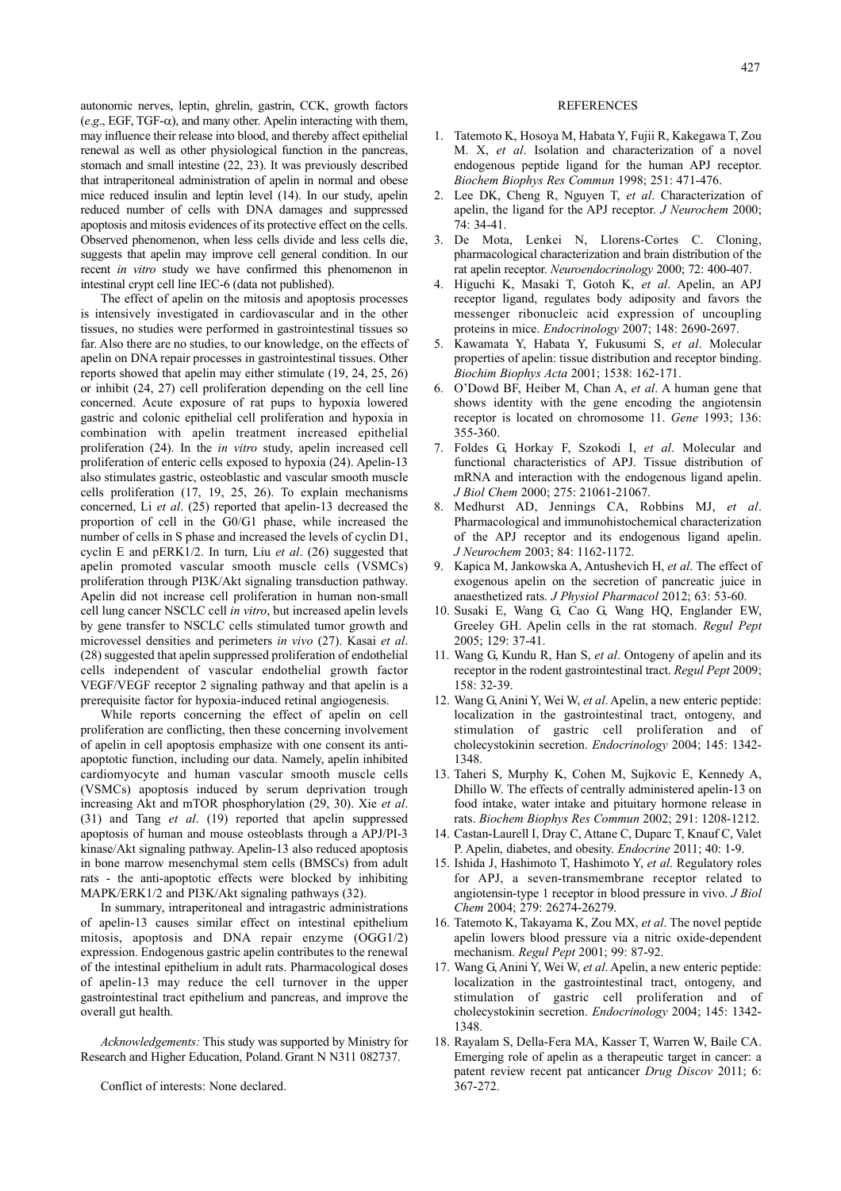autonomic nerves, leptin, ghrelin, gastrin, CCK, growth factors (*e.g*., EGF, TGF-$\alpha$), and many other. Apelin interacting with them, may influence their release into blood, and thereby affect epithelial renewal as well as other physiological function in the pancreas, stomach and small intestine (22, 23). It was previously described that intraperitoneal administration of apelin in normal and obese mice reduced insulin and leptin level (14). In our study, apelin reduced number of cells with DNA damages and suppressed apoptosis and mitosis evidences of its protective effect on the cells. Observed phenomenon, when less cells divide and less cells die, suggests that apelin may improve cell general condition. In our recent *in vitro* study we have confirmed this phenomenon in intestinal crypt cell line IEC-6 (data not published).

The effect of apelin on the mitosis and apoptosis processes is intensively investigated in cardiovascular and in the other tissues, no studies were performed in gastrointestinal tissues so far. Also there are no studies, to our knowledge, on the effects of apelin on DNA repair processes in gastrointestinal tissues. Other reports showed that apelin may either stimulate (19, 24, 25, 26) or inhibit (24, 27) cell proliferation depending on the cell line concerned. Acute exposure of rat pups to hypoxia lowered gastric and colonic epithelial cell proliferation and hypoxia in combination with apelin treatment increased epithelial proliferation (24). In the *in vitro* study, apelin increased cell proliferation of enteric cells exposed to hypoxia (24). Apelin-13 also stimulates gastric, osteoblastic and vascular smooth muscle cells proliferation (17, 19, 25, 26). To explain mechanisms concerned, Li *et al*. (25) reported that apelin-13 decreased the proportion of cell in the G0/G1 phase, while increased the number of cells in S phase and increased the levels of cyclin D1, cyclin E and pERK1/2. In turn, Liu *et al*. (26) suggested that apelin promoted vascular smooth muscle cells (VSMCs) proliferation through PI3K/Akt signaling transduction pathway. Apelin did not increase cell proliferation in human non-small cell lung cancer NSCLC cell *in vitro*, but increased apelin levels by gene transfer to NSCLC cells stimulated tumor growth and microvessel densities and perimeters *in vivo* (27). Kasai *et al*. (28) suggested that apelin suppressed proliferation of endothelial cells independent of vascular endothelial growth factor VEGF/VEGF receptor 2 signaling pathway and that apelin is a prerequisite factor for hypoxia-induced retinal angiogenesis.

While reports concerning the effect of apelin on cell proliferation are conflicting, then these concerning involvement of apelin in cell apoptosis emphasize with one consent its anti-apoptotic function, including our data. Namely, apelin inhibited cardiomyocyte and human vascular smooth muscle cells (VSMCs) apoptosis induced by serum deprivation trough increasing Akt and mTOR phosphorylation (29, 30). Xie *et al*. (31) and Tang *et al*. (19) reported that apelin suppressed apoptosis of human and mouse osteoblasts through a APJ/PI-3 kinase/Akt signaling pathway. Apelin-13 also reduced apoptosis in bone marrow mesenchymal stem cells (BMSCs) from adult rats - the anti-apoptotic effects were blocked by inhibiting MAPK/ERK1/2 and PI3K/Akt signaling pathways (32).

In summary, intraperitoneal and intragastric administrations of apelin-13 causes similar effect on intestinal epithelium mitosis, apoptosis and DNA repair enzyme (OGG1/2) expression. Endogenous gastric apelin contributes to the renewal of the intestinal epithelium in adult rats. Pharmacological doses of apelin-13 may reduce the cell turnover in the upper gastrointestinal tract epithelium and pancreas, and improve the overall gut health.

*Acknowledgements:* This study was supported by Ministry for Research and Higher Education, Poland. Grant N N311 082737.

Conflict of interests: None declared.

## REFERENCES

1. Tatemoto K, Hosoya M, Habata Y, Fujii R, Kakegawa T, Zou M. X, *et al*. Isolation and characterization of a novel endogenous peptide ligand for the human APJ receptor. *Biochem Biophys Res Commun* 1998; 251: 471-476.
2. Lee DK, Cheng R, Nguyen T, *et al*. Characterization of apelin, the ligand for the APJ receptor. *J Neurochem* 2000; 74: 34-41.
3. De Mota, Lenkei N, Llorens-Cortes C. Cloning, pharmacological characterization and brain distribution of the rat apelin receptor. *Neuroendocrinology* 2000; 72: 400-407.
4. Higuchi K, Masaki T, Gotoh K, *et al*. Apelin, an APJ receptor ligand, regulates body adiposity and favors the messenger ribonucleic acid expression of uncoupling proteins in mice. *Endocrinology* 2007; 148: 2690-2697.
5. Kawamata Y, Habata Y, Fukusumi S, *et al*. Molecular properties of apelin: tissue distribution and receptor binding. *Biochim Biophys Acta* 2001; 1538: 162-171.
6. O'Dowd BF, Heiber M, Chan A, *et al*. A human gene that shows identity with the gene encoding the angiotensin receptor is located on chromosome 11. *Gene* 1993; 136: 355-360.
7. Foldes G, Horkay F, Szokodi I, *et al*. Molecular and functional characteristics of APJ. Tissue distribution of mRNA and interaction with the endogenous ligand apelin. *J Biol Chem* 2000; 275: 21061-21067.
8. Medhurst AD, Jennings CA, Robbins MJ, *et al*. Pharmacological and immunohistochemical characterization of the APJ receptor and its endogenous ligand apelin. *J Neurochem* 2003; 84: 1162-1172.
9. Kapica M, Jankowska A, Antushevich H, *et al*. The effect of exogenous apelin on the secretion of pancreatic juice in anaesthetized rats. *J Physiol Pharmacol* 2012; 63: 53-60.
10. Susaki E, Wang G, Cao G, Wang HQ, Englander EW, Greeley GH. Apelin cells in the rat stomach. *Regul Pept* 2005; 129: 37-41.
11. Wang G, Kundu R, Han S, *et al*. Ontogeny of apelin and its receptor in the rodent gastrointestinal tract. *Regul Pept* 2009; 158: 32-39.
12. Wang G, Anini Y, Wei W, *et al*. Apelin, a new enteric peptide: localization in the gastrointestinal tract, ontogeny, and stimulation of gastric cell proliferation and of cholecystokinin secretion. *Endocrinology* 2004; 145: 1342-1348.
13. Taheri S, Murphy K, Cohen M, Sujkovic E, Kennedy A, Dhillo W. The effects of centrally administered apelin-13 on food intake, water intake and pituitary hormone release in rats. *Biochem Biophys Res Commun* 2002; 291: 1208-1212.
14. Castan-Laurell I, Dray C, Attane C, Duparc T, Knauf C, Valet P. Apelin, diabetes, and obesity. *Endocrine* 2011; 40: 1-9.
15. Ishida J, Hashimoto T, Hashimoto Y, *et al*. Regulatory roles for APJ, a seven-transmembrane receptor related to angiotensin-type 1 receptor in blood pressure in vivo. *J Biol Chem* 2004; 279: 26274-26279.
16. Tatemoto K, Takayama K, Zou MX, *et al*. The novel peptide apelin lowers blood pressure via a nitric oxide-dependent mechanism. *Regul Pept* 2001; 99: 87-92.
17. Wang G, Anini Y, Wei W, *et al*. Apelin, a new enteric peptide: localization in the gastrointestinal tract, ontogeny, and stimulation of gastric cell proliferation and of cholecystokinin secretion. *Endocrinology* 2004; 145: 1342-1348.
18. Rayalam S, Della-Fera MA, Kasser T, Warren W, Baile CA. Emerging role of apelin as a therapeutic target in cancer: a patent review recent pat anticancer *Drug Discov* 2011; 6: 367-272.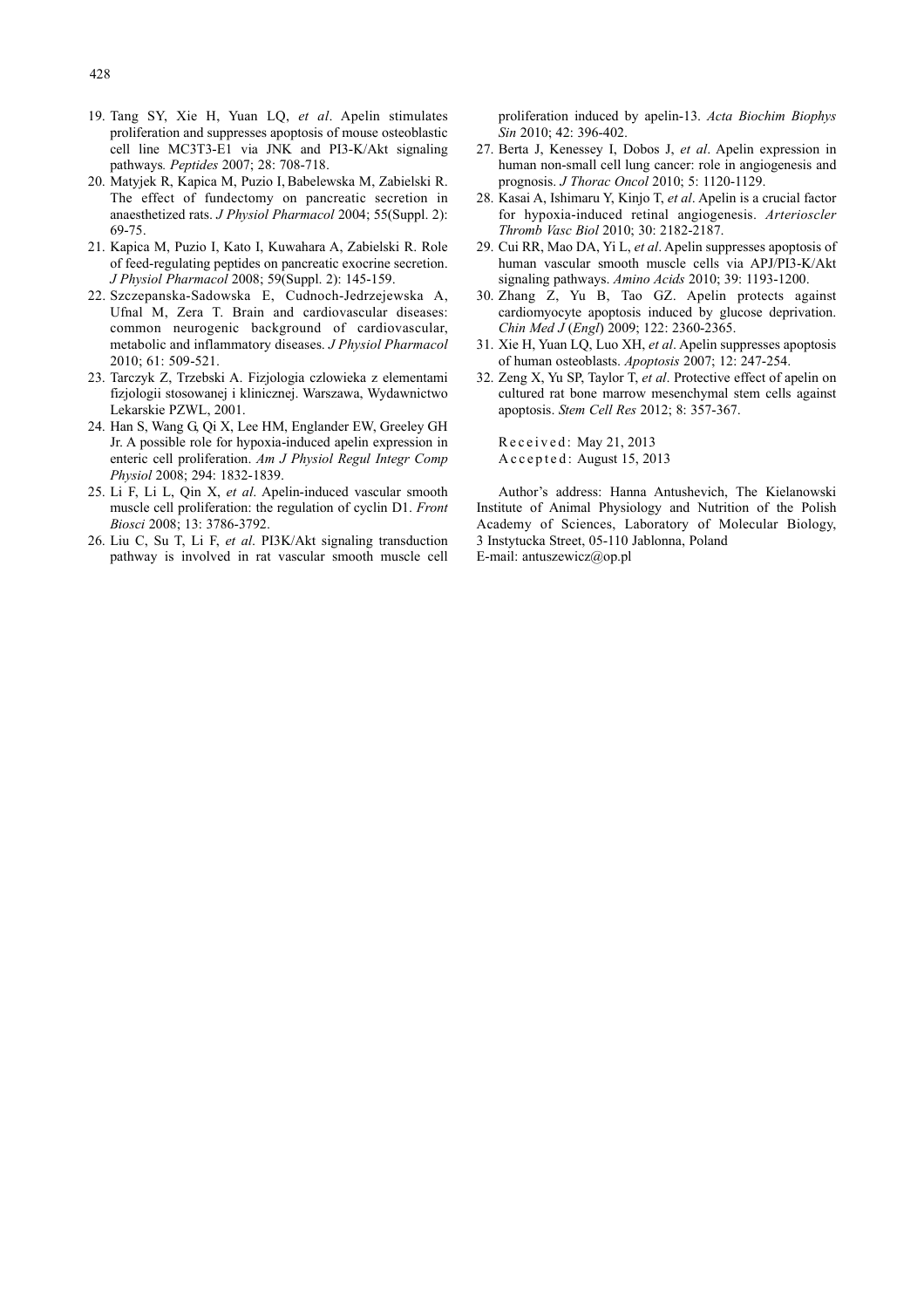19. Tang SY, Xie H, Yuan LQ, *et al*. Apelin stimulates proliferation and suppresses apoptosis of mouse osteoblastic cell line MC3T3-E1 via JNK and PI3-K/Akt signaling pathways. *Peptides* 2007; 28: 708-718.
20. Matyjek R, Kapica M, Puzio I, Babelewska M, Zabielski R. The effect of fundectomy on pancreatic secretion in anaesthetized rats. *J Physiol Pharmacol* 2004; 55(Suppl. 2): 69-75.
21. Kapica M, Puzio I, Kato I, Kuwahara A, Zabielski R. Role of feed-regulating peptides on pancreatic exocrine secretion. *J Physiol Pharmacol* 2008; 59(Suppl. 2): 145-159.
22. Szczepanska-Sadowska E, Cudnoch-Jedrzejewska A, Ufnal M, Zera T. Brain and cardiovascular diseases: common neurogenic background of cardiovascular, metabolic and inflammatory diseases. *J Physiol Pharmacol* 2010; 61: 509-521.
23. Tarczyk Z, Trzebski A. Fizjologia czlowieka z elementami fizjologii stosowanej i klinicznej. Warszawa, Wydawnictwo Lekarskie PZWL, 2001.
24. Han S, Wang G, Qi X, Lee HM, Englander EW, Greeley GH Jr. A possible role for hypoxia-induced apelin expression in enteric cell proliferation. *Am J Physiol Regul Integr Comp Physiol* 2008; 294: 1832-1839.
25. Li F, Li L, Qin X, *et al*. Apelin-induced vascular smooth muscle cell proliferation: the regulation of cyclin D1. *Front Biosci* 2008; 13: 3786-3792.
26. Liu C, Su T, Li F, *et al*. PI3K/Akt signaling transduction pathway is involved in rat vascular smooth muscle cell proliferation induced by apelin-13. *Acta Biochim Biophys Sin* 2010; 42: 396-402.
27. Berta J, Kenessey I, Dobos J, *et al*. Apelin expression in human non-small cell lung cancer: role in angiogenesis and prognosis. *J Thorac Oncol* 2010; 5: 1120-1129.
28. Kasai A, Ishimaru Y, Kinjo T, *et al*. Apelin is a crucial factor for hypoxia-induced retinal angiogenesis. *Arterioscler Thromb Vasc Biol* 2010; 30: 2182-2187.
29. Cui RR, Mao DA, Yi L, *et al*. Apelin suppresses apoptosis of human vascular smooth muscle cells via APJ/PI3-K/Akt signaling pathways. *Amino Acids* 2010; 39: 1193-1200.
30. Zhang Z, Yu B, Tao GZ. Apelin protects against cardiomyocyte apoptosis induced by glucose deprivation. *Chin Med J* (*Engl*) 2009; 122: 2360-2365.
31. Xie H, Yuan LQ, Luo XH, *et al*. Apelin suppresses apoptosis of human osteoblasts. *Apoptosis* 2007; 12: 247-254.
32. Zeng X, Yu SP, Taylor T, *et al*. Protective effect of apelin on cultured rat bone marrow mesenchymal stem cells against apoptosis. *Stem Cell Res* 2012; 8: 357-367.

Received: May 21, 2013
Accepted: August 15, 2013

Author's address: Hanna Antushevich, The Kielanowski Institute of Animal Physiology and Nutrition of the Polish Academy of Sciences, Laboratory of Molecular Biology, 3 Instytucka Street, 05-110 Jablonna, Poland
E-mail: antuszewicz@op.pl